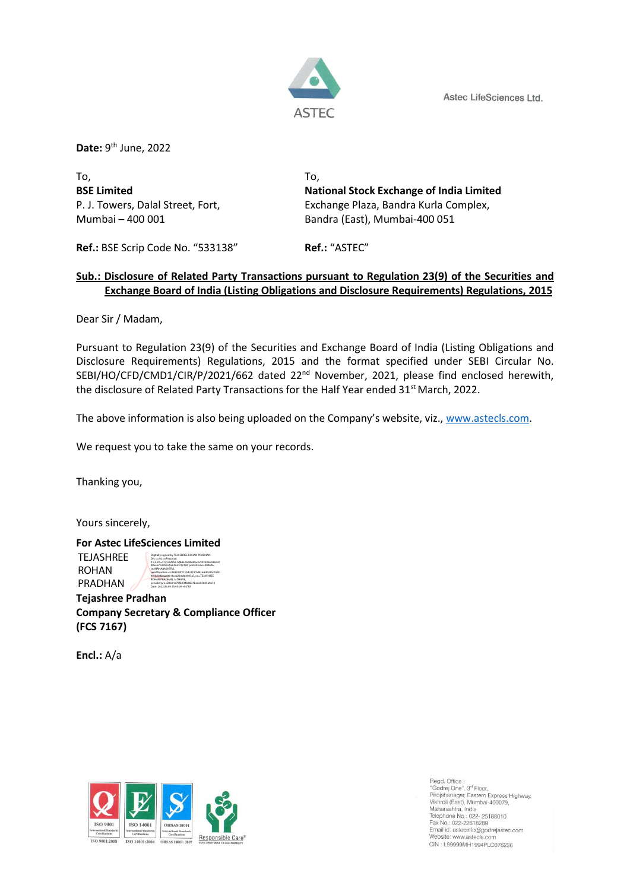Astec LifeSciences Ltd.

**Date:** 9th June, 2022

| To, | To, |
|---|---|
| **BSE Limited** | **National Stock Exchange of India Limited** |
| P. J. Towers, Dalal Street, Fort, | Exchange Plaza, Bandra Kurla Complex, |
| Mumbai – 400 001 | Bandra (East), Mumbai-400 051 |
| **Ref.:** BSE Scrip Code No. "533138" | **Ref.:** "ASTEC" |

**Sub.: Disclosure of Related Party Transactions pursuant to Regulation 23(9) of the Securities and Exchange Board of India (Listing Obligations and Disclosure Requirements) Regulations, 2015**

Dear Sir / Madam,

Pursuant to Regulation 23(9) of the Securities and Exchange Board of India (Listing Obligations and Disclosure Requirements) Regulations, 2015 and the format specified under SEBI Circular No. SEBI/HO/CFD/CMD1/CIR/P/2021/662 dated 22nd November, 2021, please find enclosed herewith, the disclosure of Related Party Transactions for the Half Year ended 31st March, 2022.

The above information is also being uploaded on the Company's website, viz., www.astecls.com.

We request you to take the same on your records.

Thanking you,

Yours sincerely,

**For Astec LifeSciences Limited**

TEJASHREE ROHAN PRADHAN

**Tejashree Pradhan**
**Company Secretary & Compliance Officer**
**(FCS 7167)**

**Encl.:** A/a

Regd. Office :
"Godrej One", 3rd Floor,
Pirojshanagar, Eastern Express Highway,
Vikhroli (East), Mumbai-400079,
Maharashtra, India
Telephone No.: 022- 25188010
Fax No.: 022-22618289
Email id: astecinfo@godrejastec.com
Website: www.astecls.com
CIN : L99999MH1994PLC076236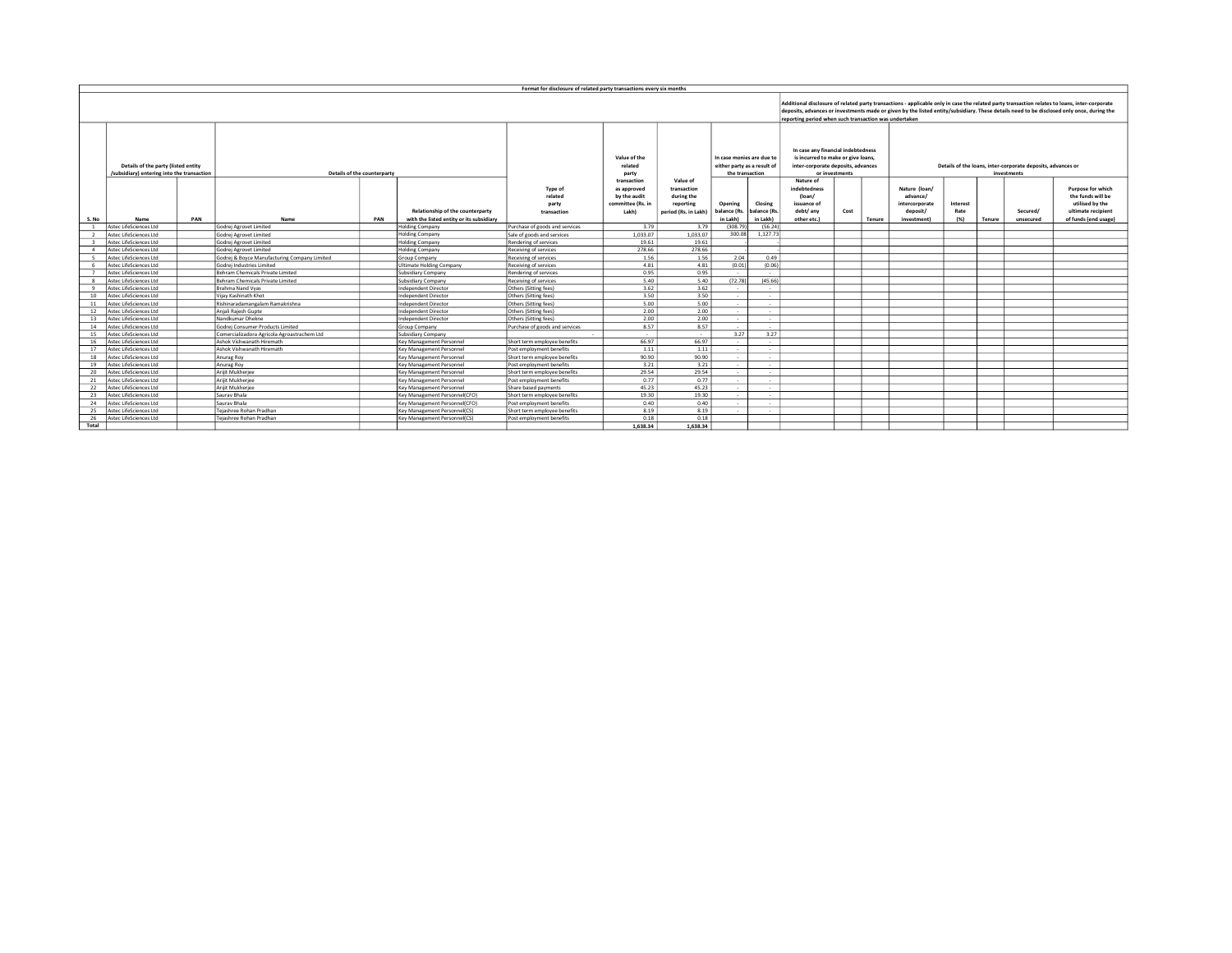**Format for disclosure of related party transactions every six months**

| S. No | Details of the party (listed entity /subsidiary) entering into the transaction | | Details of the counterparty | | | Type of related party transaction | Value of the related party transaction as approved by the audit committee (Rs. in Lakh) | Value of transaction during the reporting period (Rs. in Lakh) | In case monies are due to either party as a result of the transaction | | Additional disclosure of related party transactions - applicable only in case the related party transaction relates to loans, inter-corporate deposits, advances or investments made or given by the listed entity/subsidiary. These details need to be disclosed only once, during the reporting period when such transaction was undertaken. In case any financial indebtedness is incurred to make or give loans, inter-corporate deposits, advances or investments | | | Details of the loans, inter-corporate deposits, advances or investments | | | | |
|---|---|---|---|---|---|---|---|---|---|---|---|---|---|---|---|---|---|---|
| | Name | PAN | Name | PAN | Relationship of the counterparty with the listed entity or its subsidiary | | | | Opening balance (Rs. in Lakh) | Closing balance (Rs. in Lakh) | Nature of indebtedness (loan/ issuance of debt/ any other etc.) | Cost | Tenure | Nature (loan/ advance/ intercorporate deposit/ investment) | Interest Rate (%) | Tenure | Secured/ unsecured | Purpose for which the funds will be utilised by the ultimate recipient of funds (end usage) |
| 1 | Astec LifeSciences Ltd | | Godrej Agrovet Limited | | Holding Company | Purchase of goods and services | 3.79 | 3.79 | (308.79) | (56.24) | | | | | | | | |
| 2 | Astec LifeSciences Ltd | | Godrej Agrovet Limited | | Holding Company | Sale of goods and services | 1,033.07 | 1,033.07 | 300.08 | 1,127.73 | | | | | | | | |
| 3 | Astec LifeSciences Ltd | | Godrej Agrovet Limited | | Holding Company | Rendering of services | 19.61 | 19.61 | - | - | | | | | | | | |
| 4 | Astec LifeSciences Ltd | | Godrej Agrovet Limited | | Holding Company | Receiving of services | 278.66 | 278.66 | - | - | | | | | | | | |
| 5 | Astec LifeSciences Ltd | | Godrej & Boyce Manufacturing Company Limited | | Group Company | Receiving of services | 1.56 | 1.56 | 2.04 | 0.49 | | | | | | | | |
| 6 | Astec LifeSciences Ltd | | Godrej Industries Limited | | Ultimate Holding Company | Receiving of services | 4.81 | 4.81 | (0.01) | (0.06) | | | | | | | | |
| 7 | Astec LifeSciences Ltd | | Behram Chemicals Private Limited | | Subsidiary Company | Rendering of services | 0.95 | 0.95 | - | - | | | | | | | | |
| 8 | Astec LifeSciences Ltd | | Behram Chemicals Private Limited | | Subsidiary Company | Receiving of services | 5.40 | 5.40 | (72.78) | (45.66) | | | | | | | | |
| 9 | Astec LifeSciences Ltd | | Brahma Nand Vyas | | Independent Director | Others (Sitting fees) | 3.62 | 3.62 | - | - | | | | | | | | |
| 10 | Astec LifeSciences Ltd | | Vijay Kashinath Khot | | Independent Director | Others (Sitting fees) | 3.50 | 3.50 | - | - | | | | | | | | |
| 11 | Astec LifeSciences Ltd | | Rishinaradamangalam Ramakrishna | | Independent Director | Others (Sitting fees) | 5.00 | 5.00 | - | - | | | | | | | | |
| 12 | Astec LifeSciences Ltd | | Anjali Rajesh Gupte | | Independent Director | Others (Sitting fees) | 2.00 | 2.00 | - | - | | | | | | | | |
| 13 | Astec LifeSciences Ltd | | Nandkumar Dhekne | | Independent Director | Others (Sitting fees) | 2.00 | 2.00 | - | - | | | | | | | | |
| 14 | Astec LifeSciences Ltd | | Godrej Consumer Products Limited | | Group Company | Purchase of goods and services | 8.57 | 8.57 | - | - | | | | | | | | |
| 15 | Astec LifeSciences Ltd | | Comercializadora Agricola Agroastrachem Ltd | | Subsidiary Company | - | - | - | 3.27 | 3.27 | | | | | | | | |
| 16 | Astec LifeSciences Ltd | | Ashok Vishwanath Hiremath | | Key Management Personnel | Short term employee benefits | 66.97 | 66.97 | - | - | | | | | | | | |
| 17 | Astec LifeSciences Ltd | | Ashok Vishwanath Hiremath | | Key Management Personnel | Post employment benefits | 1.11 | 1.11 | - | - | | | | | | | | |
| 18 | Astec LifeSciences Ltd | | Anurag Roy | | Key Management Personnel | Short term employee benefits | 90.90 | 90.90 | - | - | | | | | | | | |
| 19 | Astec LifeSciences Ltd | | Anurag Roy | | Key Management Personnel | Post employment benefits | 3.21 | 3.21 | - | - | | | | | | | | |
| 20 | Astec LifeSciences Ltd | | Arijit Mukherjee | | Key Management Personnel | Short term employee benefits | 29.54 | 29.54 | - | - | | | | | | | | |
| 21 | Astec LifeSciences Ltd | | Arijit Mukherjee | | Key Management Personnel | Post employment benefits | 0.77 | 0.77 | - | - | | | | | | | | |
| 22 | Astec LifeSciences Ltd | | Arijit Mukherjee | | Key Management Personnel | Share based payments | 45.23 | 45.23 | - | - | | | | | | | | |
| 23 | Astec LifeSciences Ltd | | Saurav Bhala | | Key Management Personnel(CFO) | Short term employee benefits | 19.30 | 19.30 | - | - | | | | | | | | |
| 24 | Astec LifeSciences Ltd | | Saurav Bhala | | Key Management Personnel(CFO) | Post employment benefits | 0.40 | 0.40 | - | - | | | | | | | | |
| 25 | Astec LifeSciences Ltd | | Tejashree Rohan Pradhan | | Key Management Personnel(CS) | Short term employee benefits | 8.19 | 8.19 | - | - | | | | | | | | |
| 26 | Astec LifeSciences Ltd | | Tejashree Rohan Pradhan | | Key Management Personnel(CS) | Post employment benefits | 0.18 | 0.18 | | | | | | | | | | |
| Total | | | | | | | 1,638.34 | 1,638.34 | | | | | | | | | | |